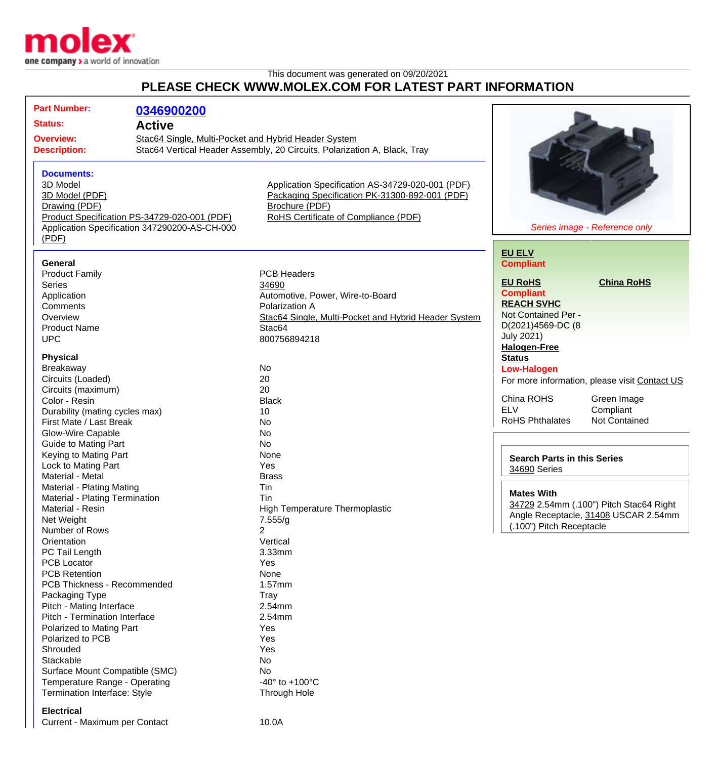This document was generated on 09/20/2021

## PLEASE CHECK WWW.MOLEX.COM FOR LATEST PART INFORMATION

**Part Number:** 0346900200

**Status:** Active

**Overview:** Stac64 Single, Multi-Pocket and Hybrid Header System

**Description:** Stac64 Vertical Header Assembly, 20 Circuits, Polarization A, Black, Tray

**Documents:**

- 3D Model
- 3D Model (PDF)
- Drawing (PDF)
- Product Specification PS-34729-020-001 (PDF)
- Application Specification 347290200-AS-CH-000 (PDF)
- Application Specification AS-34729-020-001 (PDF)
- Packaging Specification PK-31300-892-001 (PDF)
- Brochure (PDF)
- RoHS Certificate of Compliance (PDF)

*Series image - Reference only*

**EU ELV**
**Compliant**

**EU RoHS** **China RoHS**
**Compliant**

**REACH SVHC**
Not Contained Per - D(2021)4569-DC (8 July 2021)

**Halogen-Free Status**
**Low-Halogen**

For more information, please visit Contact US

| | |
|---|---|
| China ROHS | Green Image |
| ELV | Compliant |
| RoHS Phthalates | Not Contained |

**Search Parts in this Series**
34690 Series

**Mates With**
34729 2.54mm (.100") Pitch Stac64 Right Angle Receptacle, 31408 USCAR 2.54mm (.100") Pitch Receptacle

### General

| | |
|---|---|
| Product Family | PCB Headers |
| Series | 34690 |
| Application | Automotive, Power, Wire-to-Board |
| Comments | Polarization A |
| Overview | Stac64 Single, Multi-Pocket and Hybrid Header System |
| Product Name | Stac64 |
| UPC | 800756894218 |

### Physical

| | |
|---|---|
| Breakaway | No |
| Circuits (Loaded) | 20 |
| Circuits (maximum) | 20 |
| Color - Resin | Black |
| Durability (mating cycles max) | 10 |
| First Mate / Last Break | No |
| Glow-Wire Capable | No |
| Guide to Mating Part | No |
| Keying to Mating Part | None |
| Lock to Mating Part | Yes |
| Material - Metal | Brass |
| Material - Plating Mating | Tin |
| Material - Plating Termination | Tin |
| Material - Resin | High Temperature Thermoplastic |
| Net Weight | 7.555/g |
| Number of Rows | 2 |
| Orientation | Vertical |
| PC Tail Length | 3.33mm |
| PCB Locator | Yes |
| PCB Retention | None |
| PCB Thickness - Recommended | 1.57mm |
| Packaging Type | Tray |
| Pitch - Mating Interface | 2.54mm |
| Pitch - Termination Interface | 2.54mm |
| Polarized to Mating Part | Yes |
| Polarized to PCB | Yes |
| Shrouded | Yes |
| Stackable | No |
| Surface Mount Compatible (SMC) | No |
| Temperature Range - Operating | -40° to +100°C |
| Termination Interface: Style | Through Hole |

### Electrical

| | |
|---|---|
| Current - Maximum per Contact | 10.0A |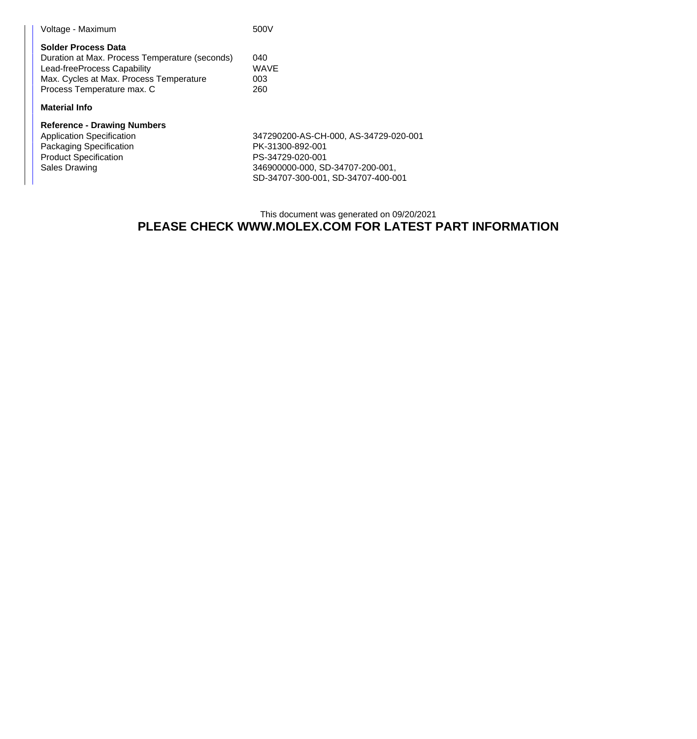| | |
|---|---|
| Voltage - Maximum | 500V |

**Solder Process Data**

| | |
|---|---|
| Duration at Max. Process Temperature (seconds) | 040 |
| Lead-freeProcess Capability | WAVE |
| Max. Cycles at Max. Process Temperature | 003 |
| Process Temperature max. C | 260 |

**Material Info**

**Reference - Drawing Numbers**

| | |
|---|---|
| Application Specification | 347290200-AS-CH-000, AS-34729-020-001 |
| Packaging Specification | PK-31300-892-001 |
| Product Specification | PS-34729-020-001 |
| Sales Drawing | 346900000-000, SD-34707-200-001, SD-34707-300-001, SD-34707-400-001 |

This document was generated on 09/20/2021

**PLEASE CHECK WWW.MOLEX.COM FOR LATEST PART INFORMATION**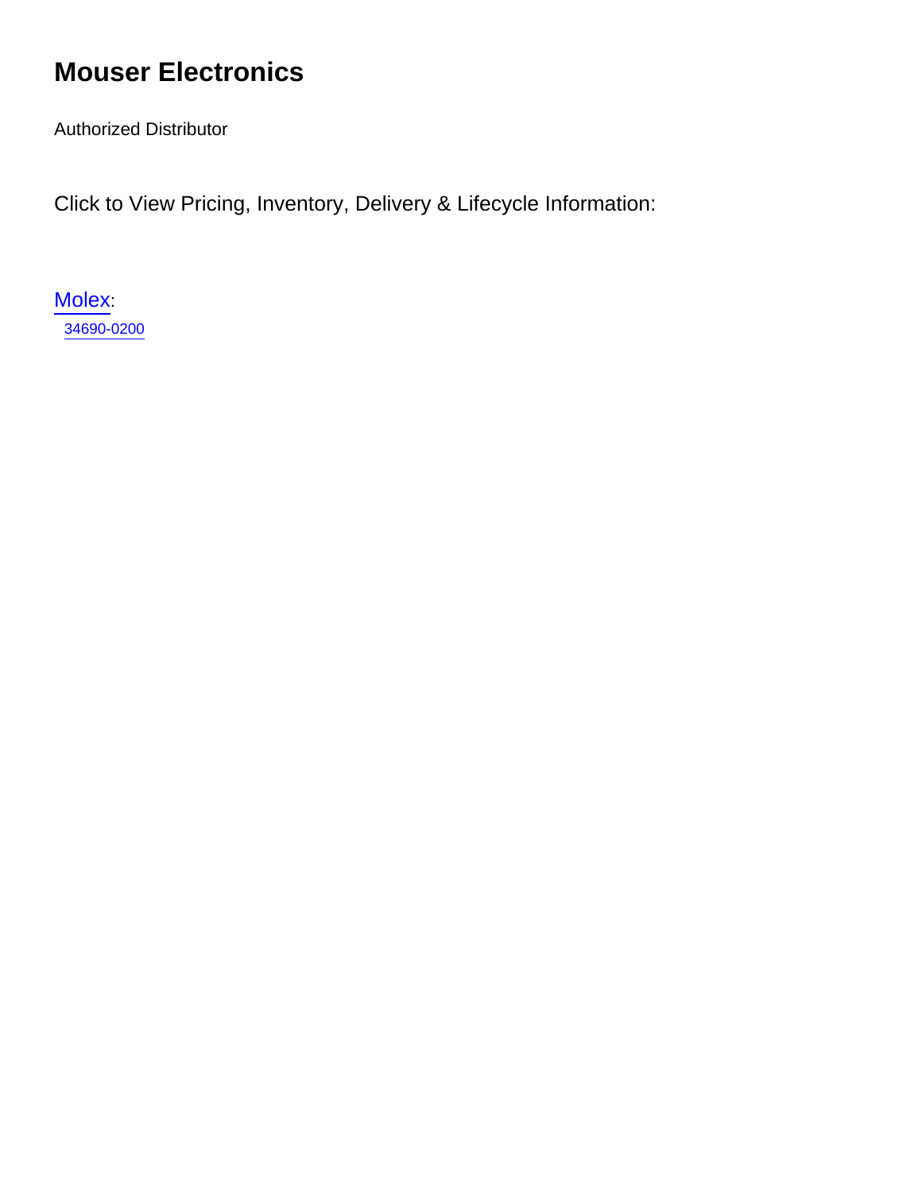# Mouser Electronics

Authorized Distributor

Click to View Pricing, Inventory, Delivery & Lifecycle Information:

Molex:

34690-0200